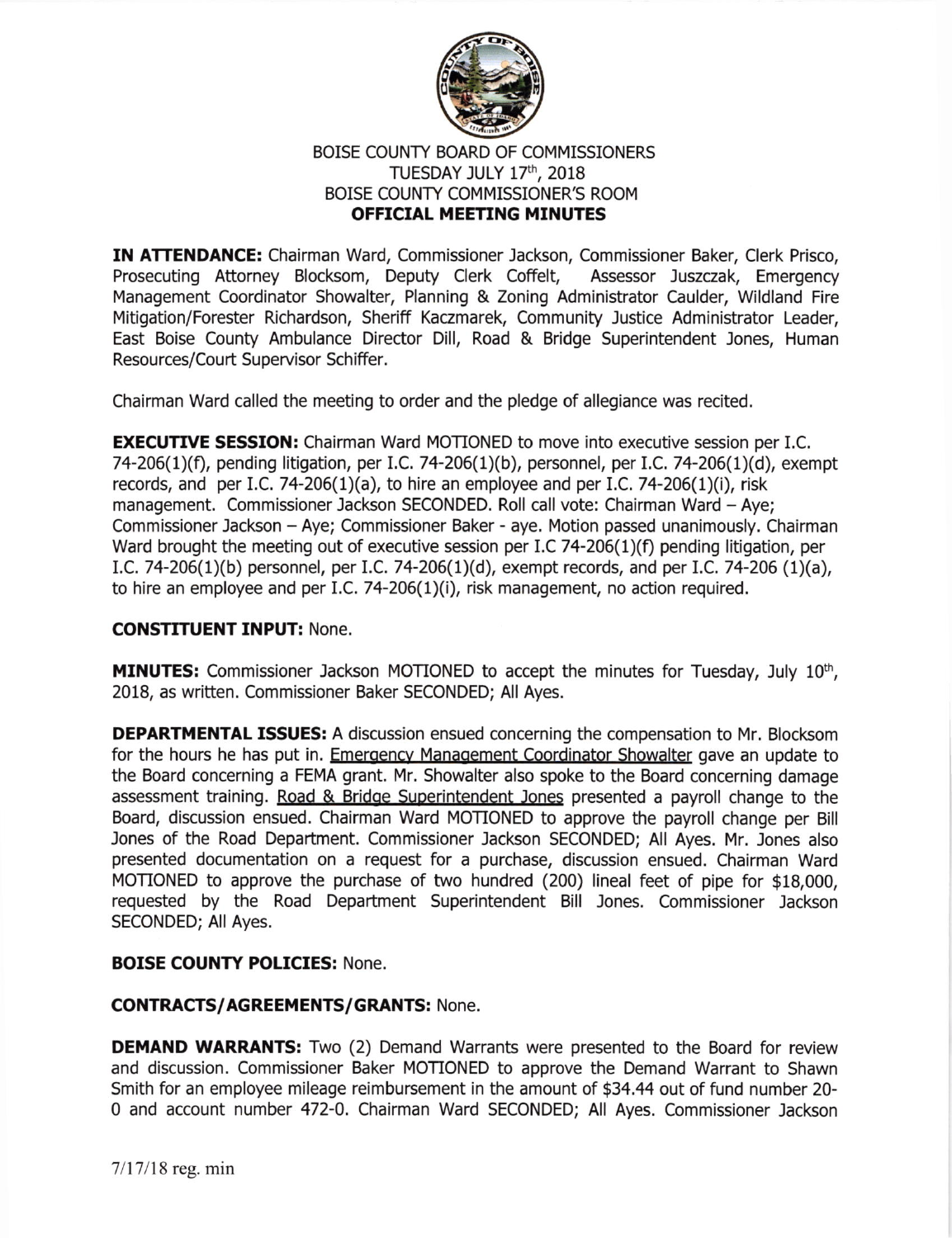# BOISE COUNTY BOARD OF COMMISSIONERS
## TUESDAY JULY 17th, 2018
## BOISE COUNTY COMMISSIONER'S ROOM
## OFFICIAL MEETING MINUTES

**IN ATTENDANCE:** Chairman Ward, Commissioner Jackson, Commissioner Baker, Clerk Prisco, Prosecuting Attorney Blocksom, Deputy Clerk Coffelt, Assessor Juszczak, Emergency Management Coordinator Showalter, Planning & Zoning Administrator Caulder, Wildland Fire Mitigation/Forester Richardson, Sheriff Kaczmarek, Community Justice Administrator Leader, East Boise County Ambulance Director Dill, Road & Bridge Superintendent Jones, Human Resources/Court Supervisor Schiffer.

Chairman Ward called the meeting to order and the pledge of allegiance was recited.

**EXECUTIVE SESSION:** Chairman Ward MOTIONED to move into executive session per I.C. 74-206(1)(f), pending litigation, per I.C. 74-206(1)(b), personnel, per I.C. 74-206(1)(d), exempt records, and per I.C. 74-206(1)(a), to hire an employee and per I.C. 74-206(1)(i), risk management. Commissioner Jackson SECONDED. Roll call vote: Chairman Ward – Aye; Commissioner Jackson – Aye; Commissioner Baker - aye. Motion passed unanimously. Chairman Ward brought the meeting out of executive session per I.C 74-206(1)(f) pending litigation, per I.C. 74-206(1)(b) personnel, per I.C. 74-206(1)(d), exempt records, and per I.C. 74-206 (1)(a), to hire an employee and per I.C. 74-206(1)(i), risk management, no action required.

**CONSTITUENT INPUT:** None.

**MINUTES:** Commissioner Jackson MOTIONED to accept the minutes for Tuesday, July 10th, 2018, as written. Commissioner Baker SECONDED; All Ayes.

**DEPARTMENTAL ISSUES:** A discussion ensued concerning the compensation to Mr. Blocksom for the hours he has put in. Emergency Management Coordinator Showalter gave an update to the Board concerning a FEMA grant. Mr. Showalter also spoke to the Board concerning damage assessment training. Road & Bridge Superintendent Jones presented a payroll change to the Board, discussion ensued. Chairman Ward MOTIONED to approve the payroll change per Bill Jones of the Road Department. Commissioner Jackson SECONDED; All Ayes. Mr. Jones also presented documentation on a request for a purchase, discussion ensued. Chairman Ward MOTIONED to approve the purchase of two hundred (200) lineal feet of pipe for $18,000, requested by the Road Department Superintendent Bill Jones. Commissioner Jackson SECONDED; All Ayes.

**BOISE COUNTY POLICIES:** None.

**CONTRACTS/AGREEMENTS/GRANTS:** None.

**DEMAND WARRANTS:** Two (2) Demand Warrants were presented to the Board for review and discussion. Commissioner Baker MOTIONED to approve the Demand Warrant to Shawn Smith for an employee mileage reimbursement in the amount of $34.44 out of fund number 20-0 and account number 472-0. Chairman Ward SECONDED; All Ayes. Commissioner Jackson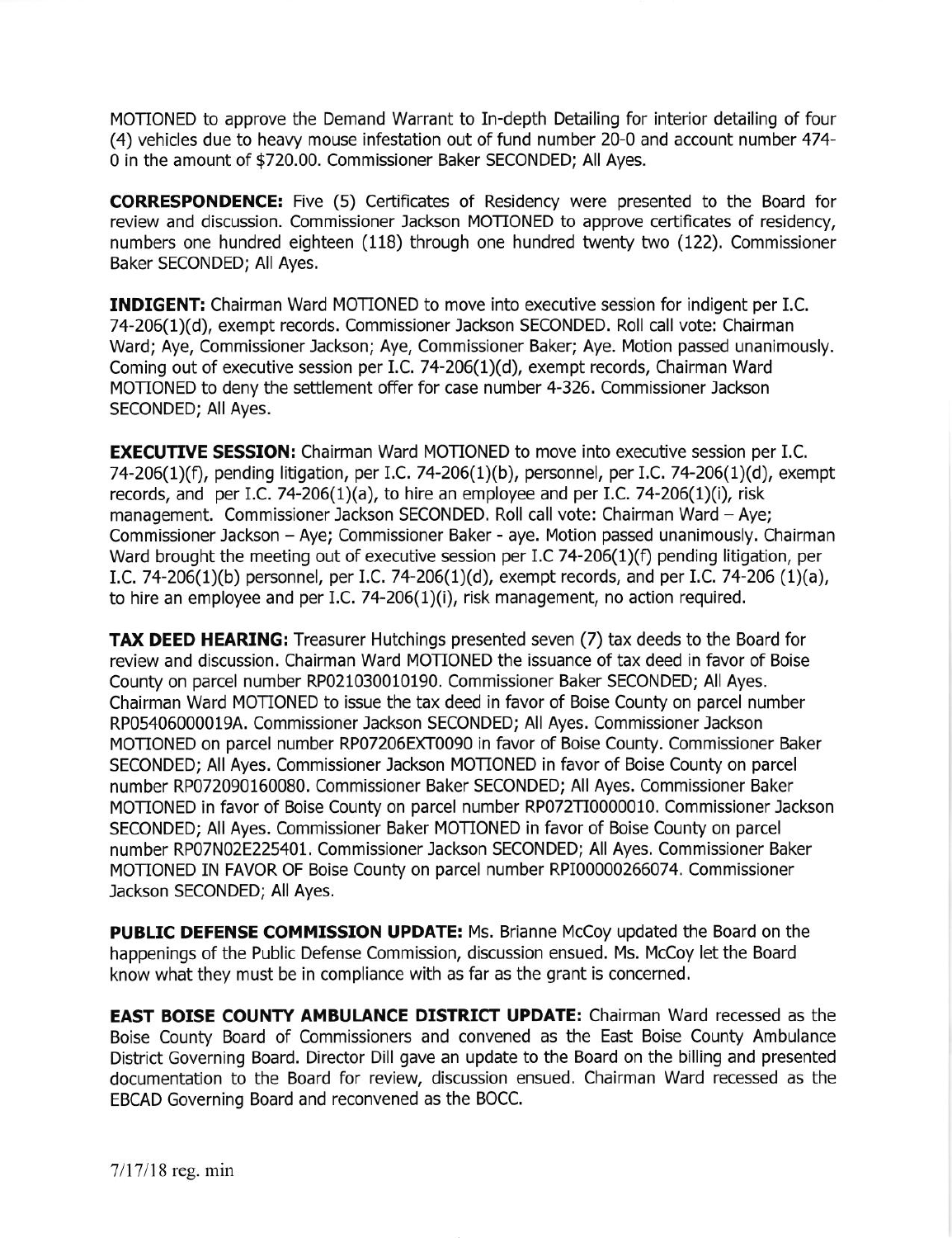MOTIONED to approve the Demand Warrant to In-depth Detailing for interior detailing of four (4) vehicles due to heavy mouse infestation out of fund number 20-0 and account number 474-0 in the amount of $720.00. Commissioner Baker SECONDED; All Ayes.

**CORRESPONDENCE:** Five (5) Certificates of Residency were presented to the Board for review and discussion. Commissioner Jackson MOTIONED to approve certificates of residency, numbers one hundred eighteen (118) through one hundred twenty two (122). Commissioner Baker SECONDED; All Ayes.

**INDIGENT:** Chairman Ward MOTIONED to move into executive session for indigent per I.C. 74-206(1)(d), exempt records. Commissioner Jackson SECONDED. Roll call vote: Chairman Ward; Aye, Commissioner Jackson; Aye, Commissioner Baker; Aye. Motion passed unanimously. Coming out of executive session per I.C. 74-206(1)(d), exempt records, Chairman Ward MOTIONED to deny the settlement offer for case number 4-326. Commissioner Jackson SECONDED; All Ayes.

**EXECUTIVE SESSION:** Chairman Ward MOTIONED to move into executive session per I.C. 74-206(1)(f), pending litigation, per I.C. 74-206(1)(b), personnel, per I.C. 74-206(1)(d), exempt records, and per I.C. 74-206(1)(a), to hire an employee and per I.C. 74-206(1)(i), risk management. Commissioner Jackson SECONDED. Roll call vote: Chairman Ward – Aye; Commissioner Jackson – Aye; Commissioner Baker - aye. Motion passed unanimously. Chairman Ward brought the meeting out of executive session per I.C 74-206(1)(f) pending litigation, per I.C. 74-206(1)(b) personnel, per I.C. 74-206(1)(d), exempt records, and per I.C. 74-206 (1)(a), to hire an employee and per I.C. 74-206(1)(i), risk management, no action required.

**TAX DEED HEARING:** Treasurer Hutchings presented seven (7) tax deeds to the Board for review and discussion. Chairman Ward MOTIONED the issuance of tax deed in favor of Boise County on parcel number RP021030010190. Commissioner Baker SECONDED; All Ayes. Chairman Ward MOTIONED to issue the tax deed in favor of Boise County on parcel number RP05406000019A. Commissioner Jackson SECONDED; All Ayes. Commissioner Jackson MOTIONED on parcel number RP07206EXT0090 in favor of Boise County. Commissioner Baker SECONDED; All Ayes. Commissioner Jackson MOTIONED in favor of Boise County on parcel number RP072090160080. Commissioner Baker SECONDED; All Ayes. Commissioner Baker MOTIONED in favor of Boise County on parcel number RP072TI0000010. Commissioner Jackson SECONDED; All Ayes. Commissioner Baker MOTIONED in favor of Boise County on parcel number RP07N02E225401. Commissioner Jackson SECONDED; All Ayes. Commissioner Baker MOTIONED IN FAVOR OF Boise County on parcel number RPI00000266074. Commissioner Jackson SECONDED; All Ayes.

**PUBLIC DEFENSE COMMISSION UPDATE:** Ms. Brianne McCoy updated the Board on the happenings of the Public Defense Commission, discussion ensued. Ms. McCoy let the Board know what they must be in compliance with as far as the grant is concerned.

**EAST BOISE COUNTY AMBULANCE DISTRICT UPDATE:** Chairman Ward recessed as the Boise County Board of Commissioners and convened as the East Boise County Ambulance District Governing Board. Director Dill gave an update to the Board on the billing and presented documentation to the Board for review, discussion ensued. Chairman Ward recessed as the EBCAD Governing Board and reconvened as the BOCC.